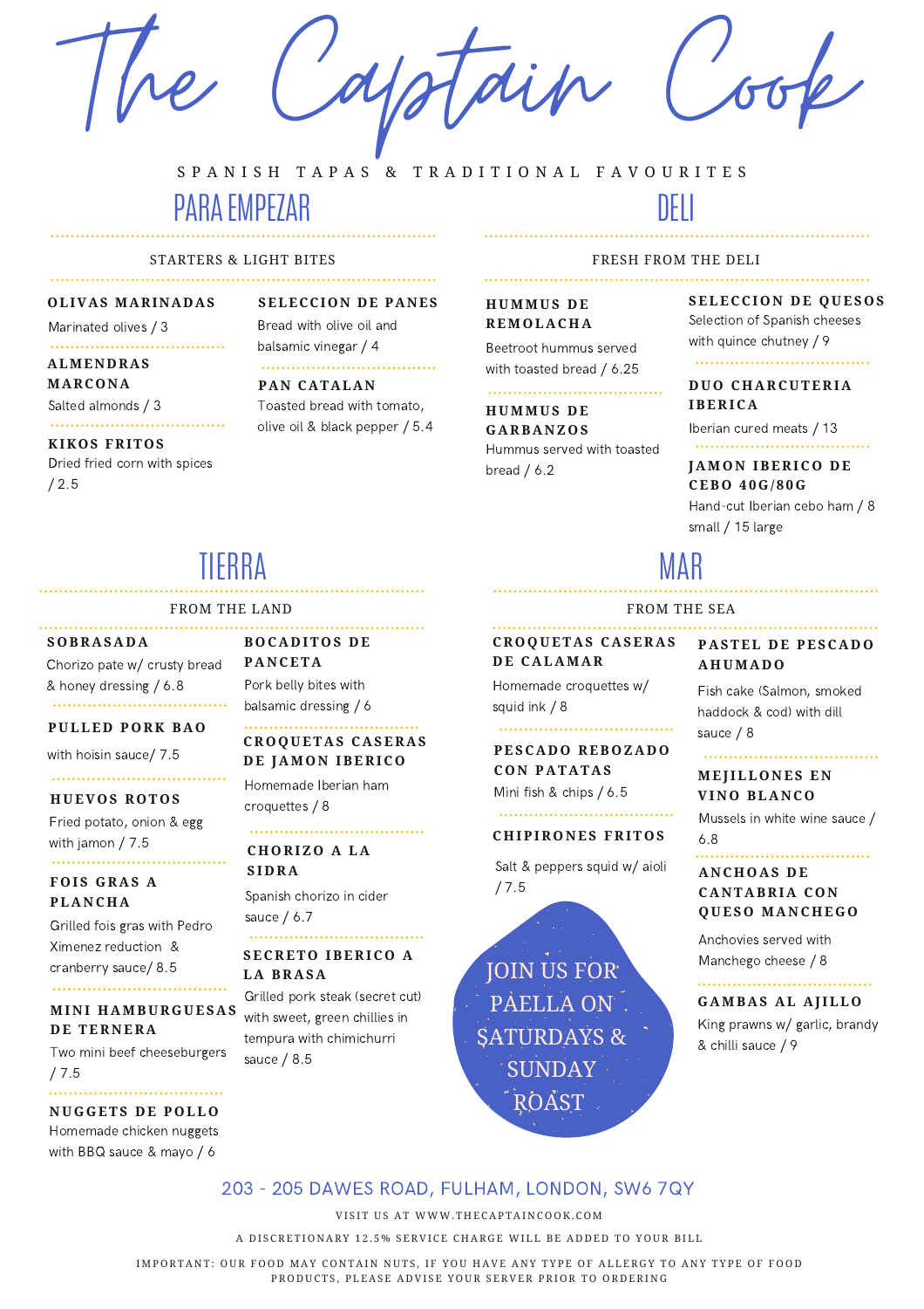# The Captain Cook

SPANISH TAPAS & TRADITIONAL FAVOURITES

## PARA EMPEZAR

STARTERS & LIGHT BITES

**OLIVAS MARINADAS**
Marinated olives / 3

**ALMENDRAS MARCONA**
Salted almonds / 3

**KIKOS FRITOS**
Dried fried corn with spices / 2.5

**SELECCION DE PANES**
Bread with olive oil and balsamic vinegar / 4

**PAN CATALAN**
Toasted bread with tomato, olive oil & black pepper / 5.4

## DELI

FRESH FROM THE DELI

**HUMMUS DE REMOLACHA**
Beetroot hummus served with toasted bread / 6.25

**HUMMUS DE GARBANZOS**
Hummus served with toasted bread / 6.2

**SELECCION DE QUESOS**
Selection of Spanish cheeses with quince chutney / 9

**DUO CHARCUTERIA IBERICA**
Iberian cured meats / 13

**JAMON IBERICO DE CEBO 40G/80G**
Hand-cut Iberian cebo ham / 8 small / 15 large

## TIERRA

FROM THE LAND

**SOBRASADA**
Chorizo pate w/ crusty bread & honey dressing / 6.8

**PULLED PORK BAO**
with hoisin sauce/ 7.5

**HUEVOS ROTOS**
Fried potato, onion & egg with jamon / 7.5

**FOIS GRAS A PLANCHA**
Grilled fois gras with Pedro Ximenez reduction & cranberry sauce/ 8.5

**MINI HAMBURGUESAS DE TERNERA**
Two mini beef cheeseburgers / 7.5

**NUGGETS DE POLLO**
Homemade chicken nuggets with BBQ sauce & mayo / 6

**BOCADITOS DE PANCETA**
Pork belly bites with balsamic dressing / 6

**CROQUETAS CASERAS DE JAMON IBERICO**
Homemade Iberian ham croquettes / 8

**CHORIZO A LA SIDRA**
Spanish chorizo in cider sauce / 6.7

**SECRETO IBERICO A LA BRASA**
Grilled pork steak (secret cut) with sweet, green chillies in tempura with chimichurri sauce / 8.5

## MAR

FROM THE SEA

**CROQUETAS CASERAS DE CALAMAR**
Homemade croquettes w/ squid ink / 8

**PESCADO REBOZADO CON PATATAS**
Mini fish & chips / 6.5

**CHIPIRONES FRITOS**
Salt & peppers squid w/ aioli / 7.5

**PASTEL DE PESCADO AHUMADO**
Fish cake (Salmon, smoked haddock & cod) with dill sauce / 8

**MEJILLONES EN VINO BLANCO**
Mussels in white wine sauce / 6.8

**ANCHOAS DE CANTABRIA CON QUESO MANCHEGO**
Anchovies served with Manchego cheese / 8

**GAMBAS AL AJILLO**
King prawns w/ garlic, brandy & chilli sauce / 9

JOIN US FOR PAELLA ON SATURDAYS & SUNDAY ROAST

203 - 205 DAWES ROAD, FULHAM, LONDON, SW6 7QY

VISIT US AT WWW.THECAPTAINCOOK.COM

A DISCRETIONARY 12.5% SERVICE CHARGE WILL BE ADDED TO YOUR BILL

IMPORTANT: OUR FOOD MAY CONTAIN NUTS, IF YOU HAVE ANY TYPE OF ALLERGY TO ANY TYPE OF FOOD PRODUCTS, PLEASE ADVISE YOUR SERVER PRIOR TO ORDERING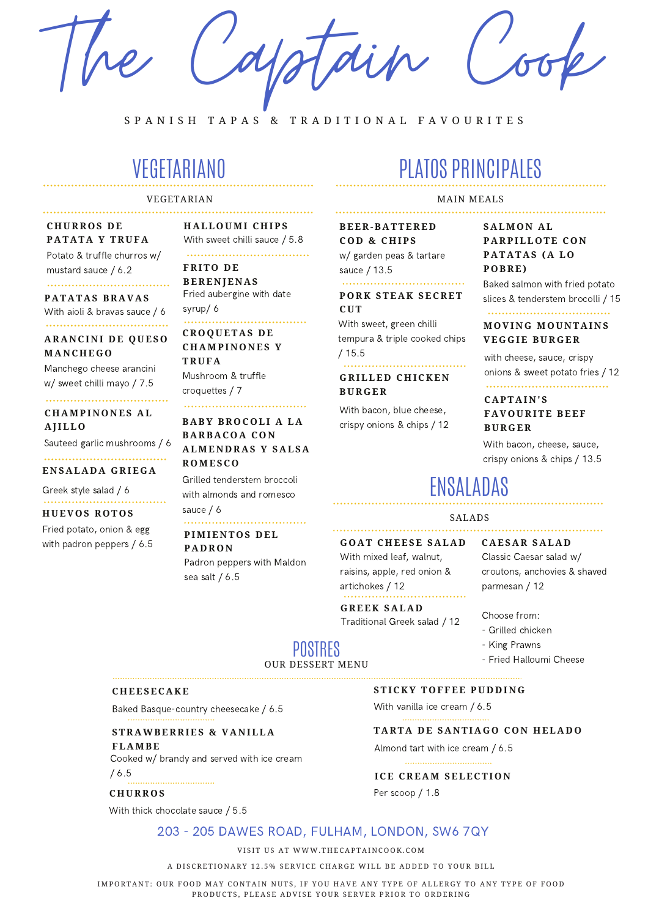# The Captain Cook

SPANISH TAPAS & TRADITIONAL FAVOURITES

## VEGETARIANO

VEGETARIAN

### CHURROS DE PATATA Y TRUFA
Potato & truffle churros w/ mustard sauce / 6.2

### PATATAS BRAVAS
With aioli & bravas sauce / 6

### ARANCINI DE QUESO MANCHEGO
Manchego cheese arancini w/ sweet chilli mayo / 7.5

### CHAMPINONES AL AJILLO
Sauteed garlic mushrooms / 6

### ENSALADA GRIEGA
Greek style salad / 6

### HUEVOS ROTOS
Fried potato, onion & egg with padron peppers / 6.5

### HALLOUMI CHIPS
With sweet chilli sauce / 5.8

### FRITO DE BERENJENAS
Fried aubergine with date syrup/ 6

### CROQUETAS DE CHAMPINONES Y TRUFA
Mushroom & truffle croquettes / 7

### BABY BROCOLI A LA BARBACOA CON ALMENDRAS Y SALSA ROMESCO
Grilled tenderstem broccoli with almonds and romesco sauce / 6

### PIMIENTOS DEL PADRON
Padron peppers with Maldon sea salt / 6.5

## PLATOS PRINCIPALES

MAIN MEALS

### BEER-BATTERED COD & CHIPS
w/ garden peas & tartare sauce / 13.5

### PORK STEAK SECRET CUT
With sweet, green chilli tempura & triple cooked chips / 15.5

### GRILLED CHICKEN BURGER
With bacon, blue cheese, crispy onions & chips / 12

### SALMON AL PARPILLOTE CON PATATAS (A LO POBRE)
Baked salmon with fried potato slices & tenderstem brocolli / 15

### MOVING MOUNTAINS VEGGIE BURGER
with cheese, sauce, crispy onions & sweet potato fries / 12

### CAPTAIN'S FAVOURITE BEEF BURGER
With bacon, cheese, sauce, crispy onions & chips / 13.5

## ENSALADAS

SALADS

### GOAT CHEESE SALAD
With mixed leaf, walnut, raisins, apple, red onion & artichokes / 12

### GREEK SALAD
Traditional Greek salad / 12

### CAESAR SALAD
Classic Caesar salad w/ croutons, anchovies & shaved parmesan / 12

Choose from:
- Grilled chicken
- King Prawns
- Fried Halloumi Cheese

## POSTRES

OUR DESSERT MENU

### CHEESECAKE
Baked Basque-country cheesecake / 6.5

### STRAWBERRIES & VANILLA FLAMBE
Cooked w/ brandy and served with ice cream / 6.5

### CHURROS
With thick chocolate sauce / 5.5

### STICKY TOFFEE PUDDING
With vanilla ice cream / 6.5

### TARTA DE SANTIAGO CON HELADO
Almond tart with ice cream / 6.5

### ICE CREAM SELECTION
Per scoop / 1.8

203 - 205 DAWES ROAD, FULHAM, LONDON, SW6 7QY

VISIT US AT WWW.THECAPTAINCOOK.COM

A DISCRETIONARY 12.5% SERVICE CHARGE WILL BE ADDED TO YOUR BILL

IMPORTANT: OUR FOOD MAY CONTAIN NUTS, IF YOU HAVE ANY TYPE OF ALLERGY TO ANY TYPE OF FOOD PRODUCTS, PLEASE ADVISE YOUR SERVER PRIOR TO ORDERING